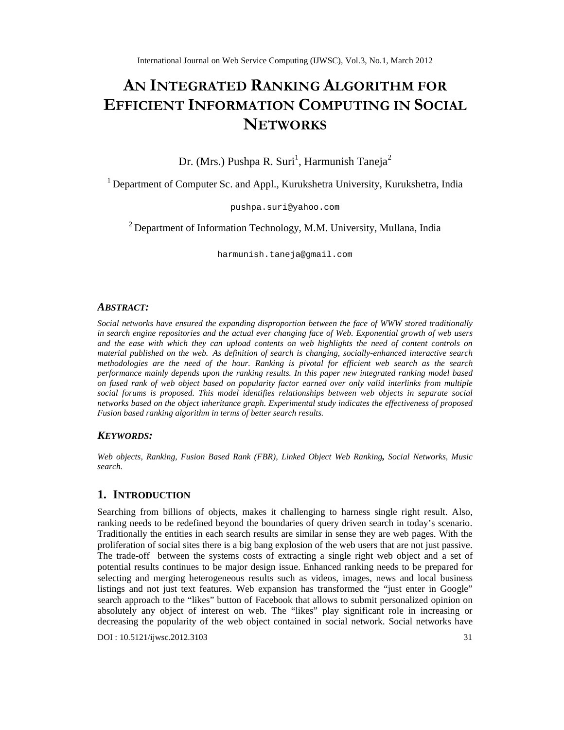# AN INTEGRATED RANKING ALGORITHM FOR EFFICIENT INFORMATION COMPUTING IN SOCIAL NETWORKS

Dr. (Mrs.) Pushpa R. Suri[1], Harmunish Taneja[2]

[1] Department of Computer Sc. and Appl., Kurukshetra University, Kurukshetra, India

pushpa.suri@yahoo.com

[2] Department of Information Technology, M.M. University, Mullana, India

harmunish.taneja@gmail.com

### *ABSTRACT:*

*Social networks have ensured the expanding disproportion between the face of WWW stored traditionally in search engine repositories and the actual ever changing face of Web. Exponential growth of web users and the ease with which they can upload contents on web highlights the need of content controls on material published on the web. As definition of search is changing, socially-enhanced interactive search methodologies are the need of the hour. Ranking is pivotal for efficient web search as the search performance mainly depends upon the ranking results. In this paper new integrated ranking model based on fused rank of web object based on popularity factor earned over only valid interlinks from multiple social forums is proposed. This model identifies relationships between web objects in separate social networks based on the object inheritance graph. Experimental study indicates the effectiveness of proposed Fusion based ranking algorithm in terms of better search results.*

### *KEYWORDS:*

*Web objects, Ranking, Fusion Based Rank (FBR), Linked Object Web Ranking**,** Social Networks, Music search.*

## 1. INTRODUCTION

Searching from billions of objects, makes it challenging to harness single right result. Also, ranking needs to be redefined beyond the boundaries of query driven search in today's scenario. Traditionally the entities in each search results are similar in sense they are web pages. With the proliferation of social sites there is a big bang explosion of the web users that are not just passive. The trade-off between the systems costs of extracting a single right web object and a set of potential results continues to be major design issue. Enhanced ranking needs to be prepared for selecting and merging heterogeneous results such as videos, images, news and local business listings and not just text features. Web expansion has transformed the "just enter in Google" search approach to the "likes" button of Facebook that allows to submit personalized opinion on absolutely any object of interest on web. The "likes" play significant role in increasing or decreasing the popularity of the web object contained in social network. Social networks have

DOI : 10.5121/ijwsc.2012.3103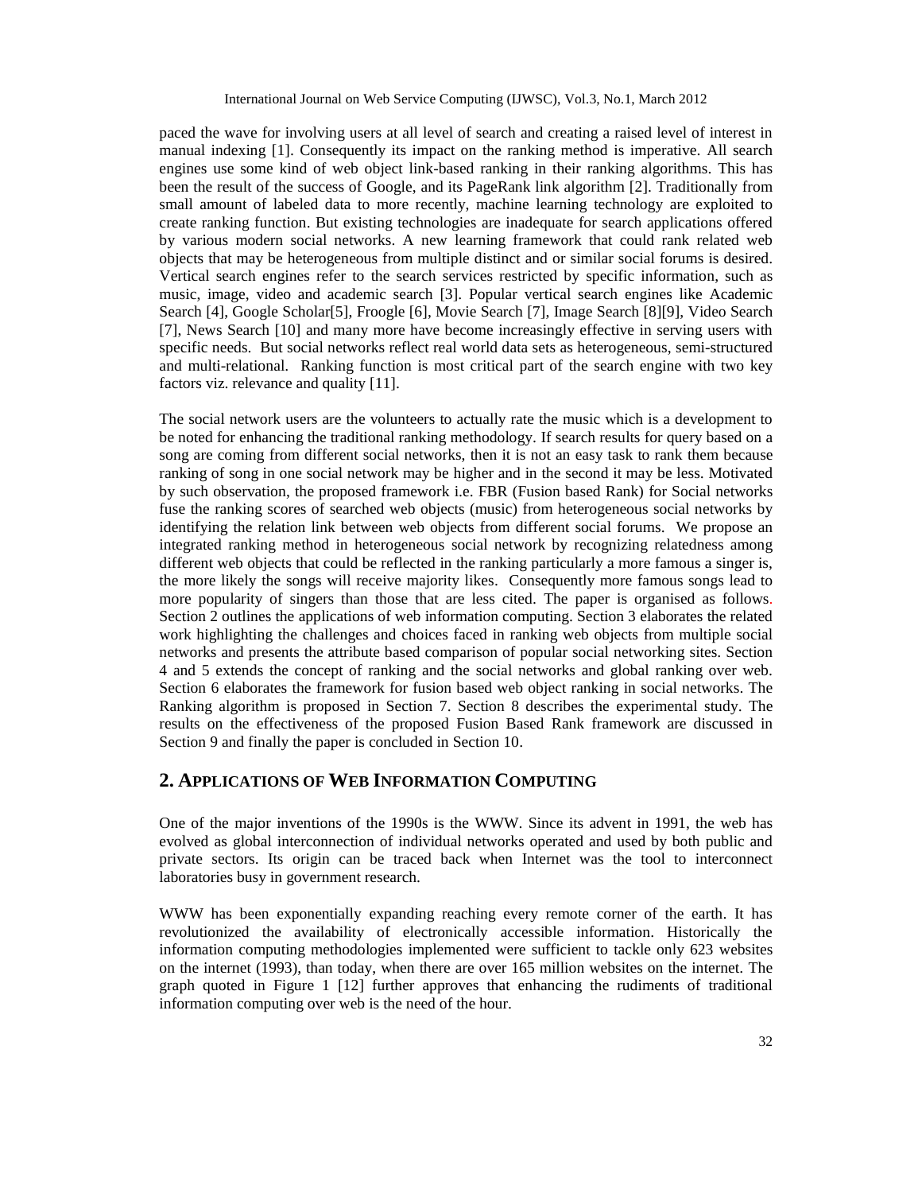paced the wave for involving users at all level of search and creating a raised level of interest in manual indexing [1]. Consequently its impact on the ranking method is imperative. All search engines use some kind of web object link-based ranking in their ranking algorithms. This has been the result of the success of Google, and its PageRank link algorithm [2]. Traditionally from small amount of labeled data to more recently, machine learning technology are exploited to create ranking function. But existing technologies are inadequate for search applications offered by various modern social networks. A new learning framework that could rank related web objects that may be heterogeneous from multiple distinct and or similar social forums is desired. Vertical search engines refer to the search services restricted by specific information, such as music, image, video and academic search [3]. Popular vertical search engines like Academic Search [4], Google Scholar[5], Froogle [6], Movie Search [7], Image Search [8][9], Video Search [7], News Search [10] and many more have become increasingly effective in serving users with specific needs. But social networks reflect real world data sets as heterogeneous, semi-structured and multi-relational. Ranking function is most critical part of the search engine with two key factors viz. relevance and quality [11].

The social network users are the volunteers to actually rate the music which is a development to be noted for enhancing the traditional ranking methodology. If search results for query based on a song are coming from different social networks, then it is not an easy task to rank them because ranking of song in one social network may be higher and in the second it may be less. Motivated by such observation, the proposed framework i.e. FBR (Fusion based Rank) for Social networks fuse the ranking scores of searched web objects (music) from heterogeneous social networks by identifying the relation link between web objects from different social forums. We propose an integrated ranking method in heterogeneous social network by recognizing relatedness among different web objects that could be reflected in the ranking particularly a more famous a singer is, the more likely the songs will receive majority likes. Consequently more famous songs lead to more popularity of singers than those that are less cited. The paper is organised as follows. Section 2 outlines the applications of web information computing. Section 3 elaborates the related work highlighting the challenges and choices faced in ranking web objects from multiple social networks and presents the attribute based comparison of popular social networking sites. Section 4 and 5 extends the concept of ranking and the social networks and global ranking over web. Section 6 elaborates the framework for fusion based web object ranking in social networks. The Ranking algorithm is proposed in Section 7. Section 8 describes the experimental study. The results on the effectiveness of the proposed Fusion Based Rank framework are discussed in Section 9 and finally the paper is concluded in Section 10.

## 2. APPLICATIONS OF WEB INFORMATION COMPUTING

One of the major inventions of the 1990s is the WWW. Since its advent in 1991, the web has evolved as global interconnection of individual networks operated and used by both public and private sectors. Its origin can be traced back when Internet was the tool to interconnect laboratories busy in government research.

WWW has been exponentially expanding reaching every remote corner of the earth. It has revolutionized the availability of electronically accessible information. Historically the information computing methodologies implemented were sufficient to tackle only 623 websites on the internet (1993), than today, when there are over 165 million websites on the internet. The graph quoted in Figure 1 [12] further approves that enhancing the rudiments of traditional information computing over web is the need of the hour.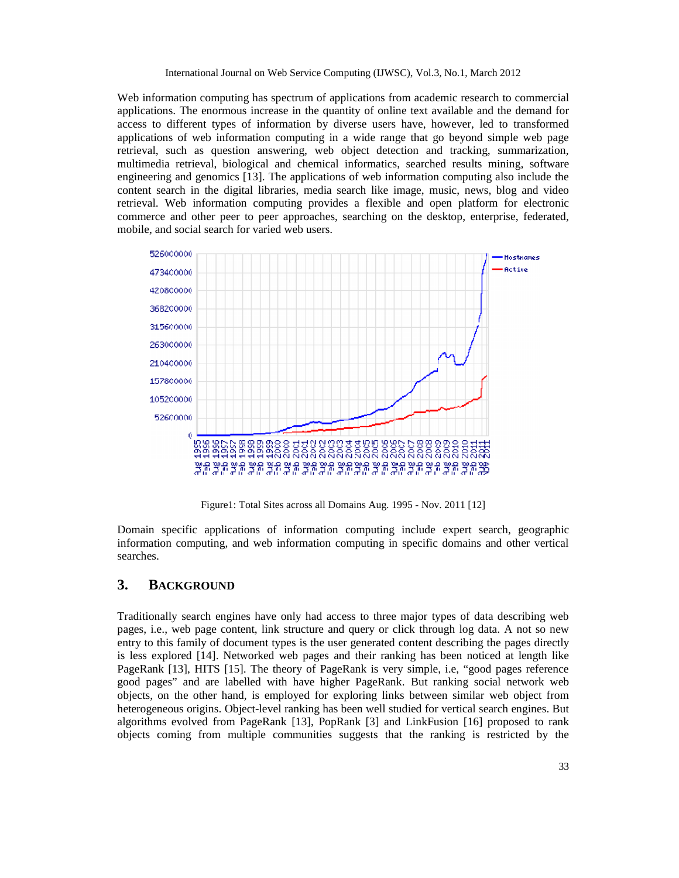Web information computing has spectrum of applications from academic research to commercial applications. The enormous increase in the quantity of online text available and the demand for access to different types of information by diverse users have, however, led to transformed applications of web information computing in a wide range that go beyond simple web page retrieval, such as question answering, web object detection and tracking, summarization, multimedia retrieval, biological and chemical informatics, searched results mining, software engineering and genomics [13]. The applications of web information computing also include the content search in the digital libraries, media search like image, music, news, blog and video retrieval. Web information computing provides a flexible and open platform for electronic commerce and other peer to peer approaches, searching on the desktop, enterprise, federated, mobile, and social search for varied web users.

Figure1: Total Sites across all Domains Aug. 1995 - Nov. 2011 [12]

Domain specific applications of information computing include expert search, geographic information computing, and web information computing in specific domains and other vertical searches.

## 3. BACKGROUND

Traditionally search engines have only had access to three major types of data describing web pages, i.e., web page content, link structure and query or click through log data. A not so new entry to this family of document types is the user generated content describing the pages directly is less explored [14]. Networked web pages and their ranking has been noticed at length like PageRank [13], HITS [15]. The theory of PageRank is very simple, i.e, "good pages reference good pages" and are labelled with have higher PageRank. But ranking social network web objects, on the other hand, is employed for exploring links between similar web object from heterogeneous origins. Object-level ranking has been well studied for vertical search engines. But algorithms evolved from PageRank [13], PopRank [3] and LinkFusion [16] proposed to rank objects coming from multiple communities suggests that the ranking is restricted by the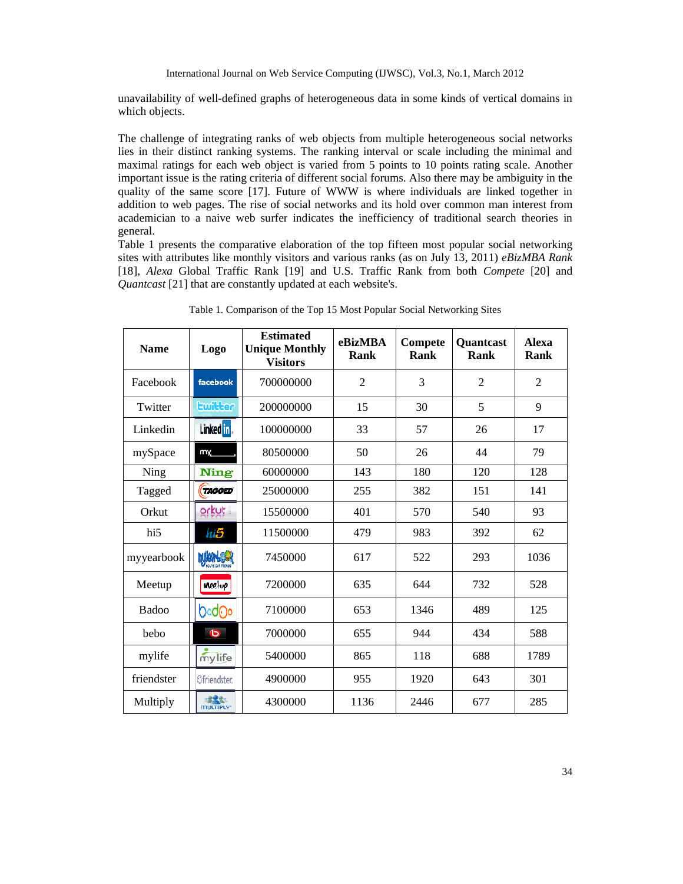unavailability of well-defined graphs of heterogeneous data in some kinds of vertical domains in which objects.

The challenge of integrating ranks of web objects from multiple heterogeneous social networks lies in their distinct ranking systems. The ranking interval or scale including the minimal and maximal ratings for each web object is varied from 5 points to 10 points rating scale. Another important issue is the rating criteria of different social forums. Also there may be ambiguity in the quality of the same score [17]. Future of WWW is where individuals are linked together in addition to web pages. The rise of social networks and its hold over common man interest from academician to a naive web surfer indicates the inefficiency of traditional search theories in general.
Table 1 presents the comparative elaboration of the top fifteen most popular social networking sites with attributes like monthly visitors and various ranks (as on July 13, 2011) *eBizMBA Rank* [18], *Alexa* Global Traffic Rank [19] and U.S. Traffic Rank from both *Compete* [20] and *Quantcast* [21] that are constantly updated at each website's.

Table 1. Comparison of the Top 15 Most Popular Social Networking Sites

| Name | Logo | Estimated Unique Monthly Visitors | eBizMBA Rank | Compete Rank | Quantcast Rank | Alexa Rank |
|---|---|---|---|---|---|---|
| Facebook | facebook | 700000000 | 2 | 3 | 2 | 2 |
| Twitter | twitter | 200000000 | 15 | 30 | 5 | 9 |
| Linkedin | Linked in | 100000000 | 33 | 57 | 26 | 17 |
| mySpace | my | 80500000 | 50 | 26 | 44 | 79 |
| Ning | Ning | 60000000 | 143 | 180 | 120 | 128 |
| Tagged | TAGGED | 25000000 | 255 | 382 | 151 | 141 |
| Orkut | orkut | 15500000 | 401 | 570 | 540 | 93 |
| hi5 | hi5 | 11500000 | 479 | 983 | 392 | 62 |
| myyearbook | myyearbook | 7450000 | 617 | 522 | 293 | 1036 |
| Meetup | meetup | 7200000 | 635 | 644 | 732 | 528 |
| Badoo | badoo | 7100000 | 653 | 1346 | 489 | 125 |
| bebo | b | 7000000 | 655 | 944 | 434 | 588 |
| mylife | mylife | 5400000 | 865 | 118 | 688 | 1789 |
| friendster | friendster | 4900000 | 955 | 1920 | 643 | 301 |
| Multiply | multiply | 4300000 | 1136 | 2446 | 677 | 285 |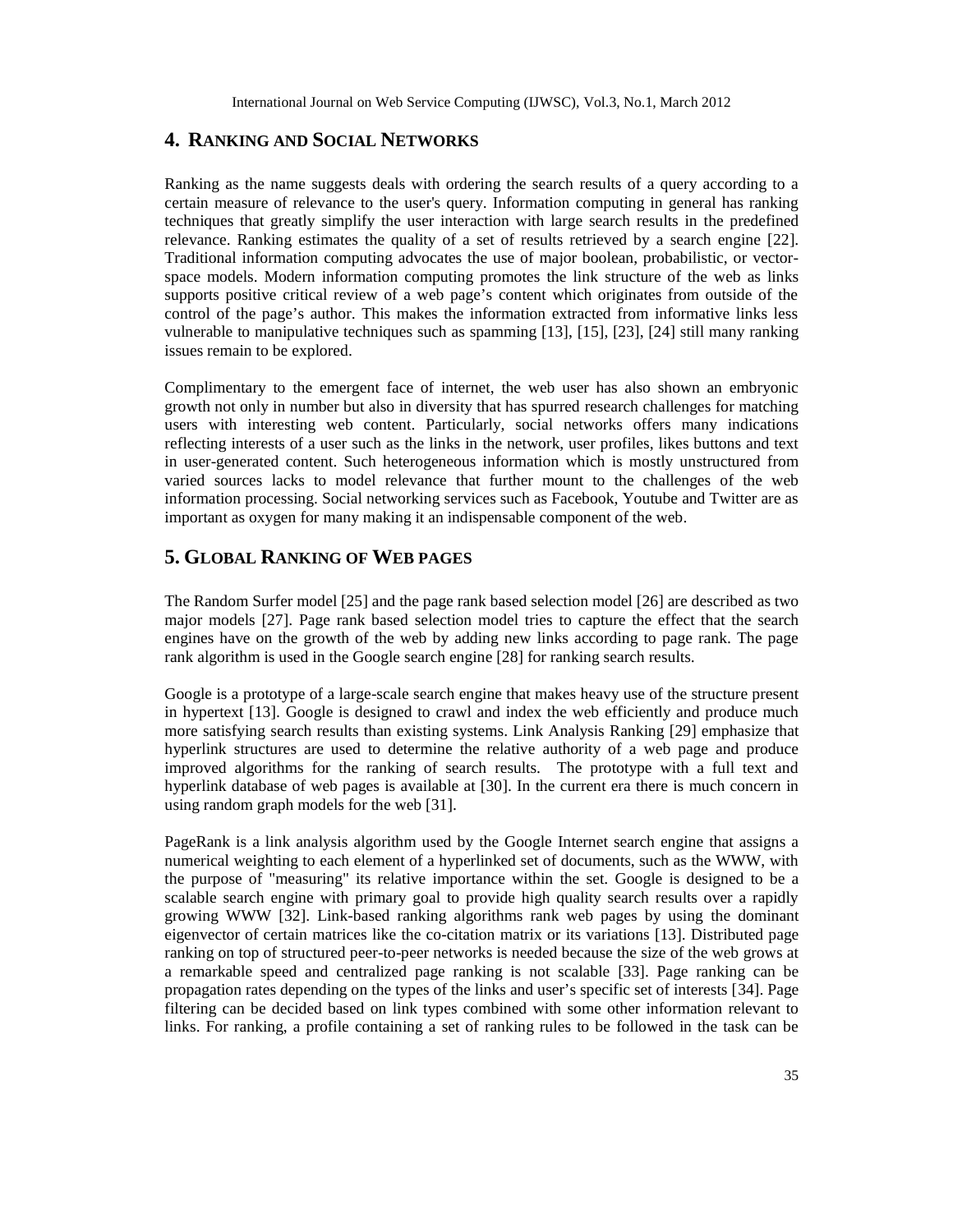## 4. RANKING AND SOCIAL NETWORKS

Ranking as the name suggests deals with ordering the search results of a query according to a certain measure of relevance to the user's query. Information computing in general has ranking techniques that greatly simplify the user interaction with large search results in the predefined relevance. Ranking estimates the quality of a set of results retrieved by a search engine [22]. Traditional information computing advocates the use of major boolean, probabilistic, or vector-space models. Modern information computing promotes the link structure of the web as links supports positive critical review of a web page's content which originates from outside of the control of the page's author. This makes the information extracted from informative links less vulnerable to manipulative techniques such as spamming [13], [15], [23], [24] still many ranking issues remain to be explored.

Complimentary to the emergent face of internet, the web user has also shown an embryonic growth not only in number but also in diversity that has spurred research challenges for matching users with interesting web content. Particularly, social networks offers many indications reflecting interests of a user such as the links in the network, user profiles, likes buttons and text in user-generated content. Such heterogeneous information which is mostly unstructured from varied sources lacks to model relevance that further mount to the challenges of the web information processing. Social networking services such as Facebook, Youtube and Twitter are as important as oxygen for many making it an indispensable component of the web.

## 5. GLOBAL RANKING OF WEB PAGES

The Random Surfer model [25] and the page rank based selection model [26] are described as two major models [27]. Page rank based selection model tries to capture the effect that the search engines have on the growth of the web by adding new links according to page rank. The page rank algorithm is used in the Google search engine [28] for ranking search results.

Google is a prototype of a large-scale search engine that makes heavy use of the structure present in hypertext [13]. Google is designed to crawl and index the web efficiently and produce much more satisfying search results than existing systems. Link Analysis Ranking [29] emphasize that hyperlink structures are used to determine the relative authority of a web page and produce improved algorithms for the ranking of search results. The prototype with a full text and hyperlink database of web pages is available at [30]. In the current era there is much concern in using random graph models for the web [31].

PageRank is a link analysis algorithm used by the Google Internet search engine that assigns a numerical weighting to each element of a hyperlinked set of documents, such as the WWW, with the purpose of "measuring" its relative importance within the set. Google is designed to be a scalable search engine with primary goal to provide high quality search results over a rapidly growing WWW [32]. Link-based ranking algorithms rank web pages by using the dominant eigenvector of certain matrices like the co-citation matrix or its variations [13]. Distributed page ranking on top of structured peer-to-peer networks is needed because the size of the web grows at a remarkable speed and centralized page ranking is not scalable [33]. Page ranking can be propagation rates depending on the types of the links and user's specific set of interests [34]. Page filtering can be decided based on link types combined with some other information relevant to links. For ranking, a profile containing a set of ranking rules to be followed in the task can be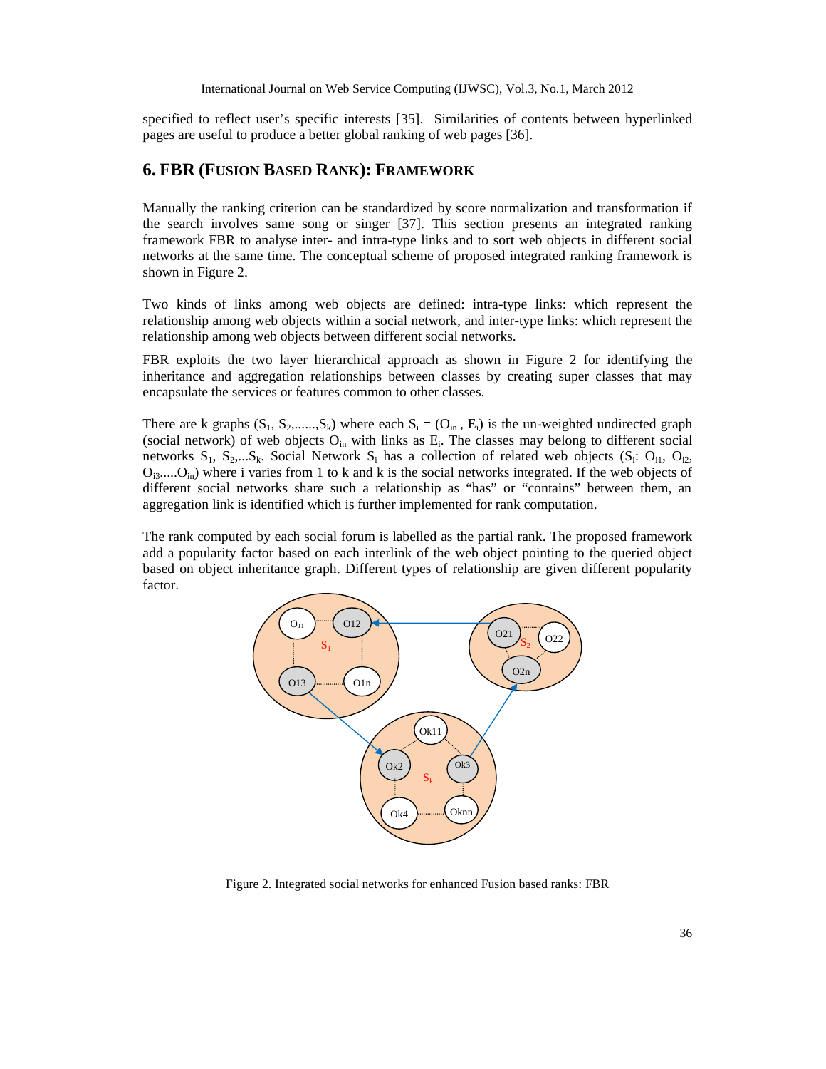specified to reflect user's specific interests [35]. Similarities of contents between hyperlinked pages are useful to produce a better global ranking of web pages [36].

## 6. FBR (FUSION BASED RANK): FRAMEWORK

Manually the ranking criterion can be standardized by score normalization and transformation if the search involves same song or singer [37]. This section presents an integrated ranking framework FBR to analyse inter- and intra-type links and to sort web objects in different social networks at the same time. The conceptual scheme of proposed integrated ranking framework is shown in Figure 2.

Two kinds of links among web objects are defined: intra-type links: which represent the relationship among web objects within a social network, and inter-type links: which represent the relationship among web objects between different social networks.

FBR exploits the two layer hierarchical approach as shown in Figure 2 for identifying the inheritance and aggregation relationships between classes by creating super classes that may encapsulate the services or features common to other classes.

There are k graphs ($S_1$, $S_2$,......,$S_k$) where each $S_i = (O_{in}, E_i)$ is the un-weighted undirected graph (social network) of web objects $O_{in}$ with links as $E_i$. The classes may belong to different social networks $S_1$, $S_2$,...$S_k$. Social Network $S_i$ has a collection of related web objects ($S_i$: $O_{i1}$, $O_{i2}$, $O_{i3}$.....$O_{in}$) where i varies from 1 to k and k is the social networks integrated. If the web objects of different social networks share such a relationship as "has" or "contains" between them, an aggregation link is identified which is further implemented for rank computation.

The rank computed by each social forum is labelled as the partial rank. The proposed framework add a popularity factor based on each interlink of the web object pointing to the queried object based on object inheritance graph. Different types of relationship are given different popularity factor.

Figure 2. Integrated social networks for enhanced Fusion based ranks: FBR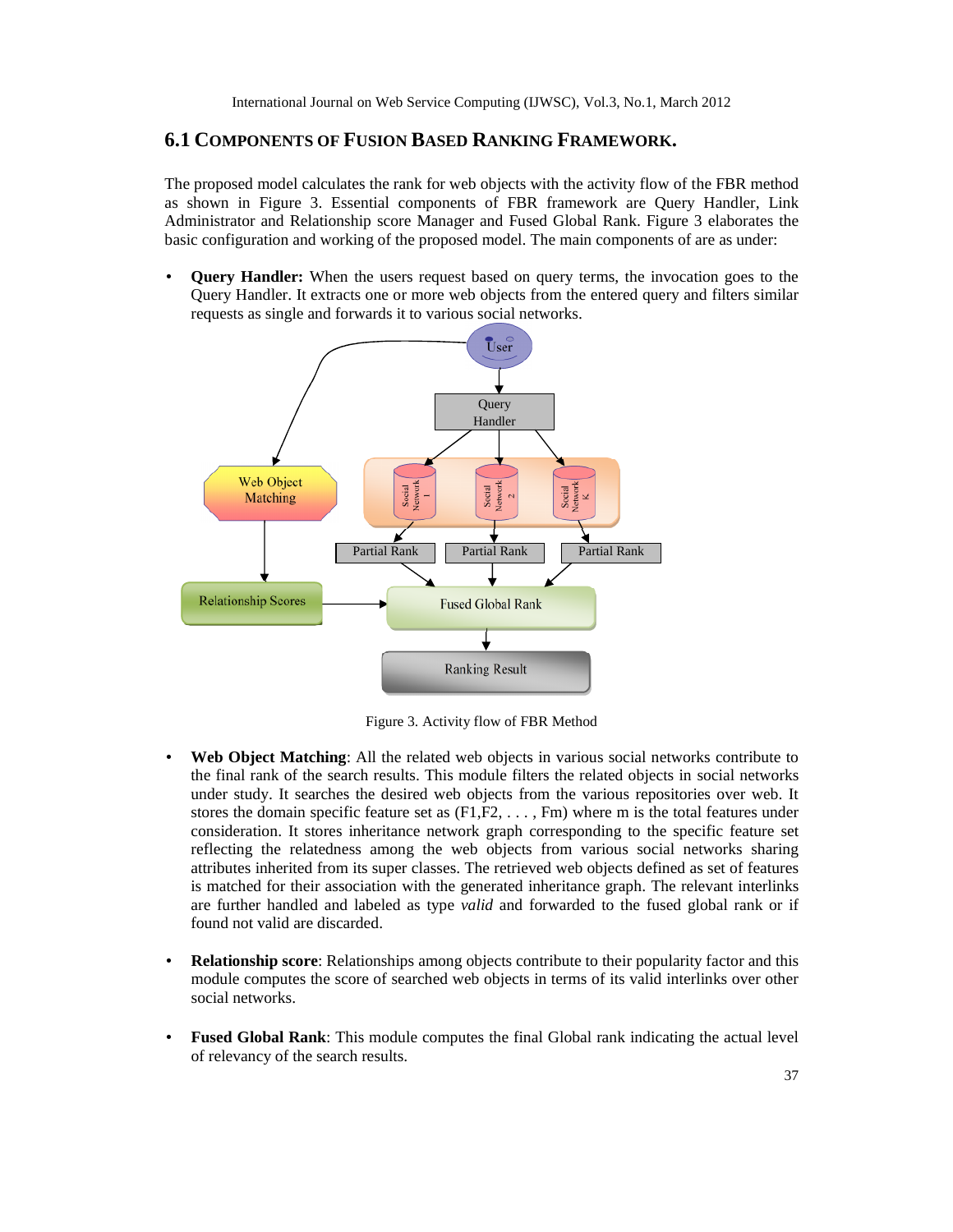## 6.1 COMPONENTS OF FUSION BASED RANKING FRAMEWORK.

The proposed model calculates the rank for web objects with the activity flow of the FBR method as shown in Figure 3. Essential components of FBR framework are Query Handler, Link Administrator and Relationship score Manager and Fused Global Rank. Figure 3 elaborates the basic configuration and working of the proposed model. The main components of are as under:

- **Query Handler:** When the users request based on query terms, the invocation goes to the Query Handler. It extracts one or more web objects from the entered query and filters similar requests as single and forwards it to various social networks.

Figure 3. Activity flow of FBR Method

- **Web Object Matching**: All the related web objects in various social networks contribute to the final rank of the search results. This module filters the related objects in social networks under study. It searches the desired web objects from the various repositories over web. It stores the domain specific feature set as (F1,F2, . . . , Fm) where m is the total features under consideration. It stores inheritance network graph corresponding to the specific feature set reflecting the relatedness among the web objects from various social networks sharing attributes inherited from its super classes. The retrieved web objects defined as set of features is matched for their association with the generated inheritance graph. The relevant interlinks are further handled and labeled as type *valid* and forwarded to the fused global rank or if found not valid are discarded.

- **Relationship score**: Relationships among objects contribute to their popularity factor and this module computes the score of searched web objects in terms of its valid interlinks over other social networks.

- **Fused Global Rank**: This module computes the final Global rank indicating the actual level of relevancy of the search results.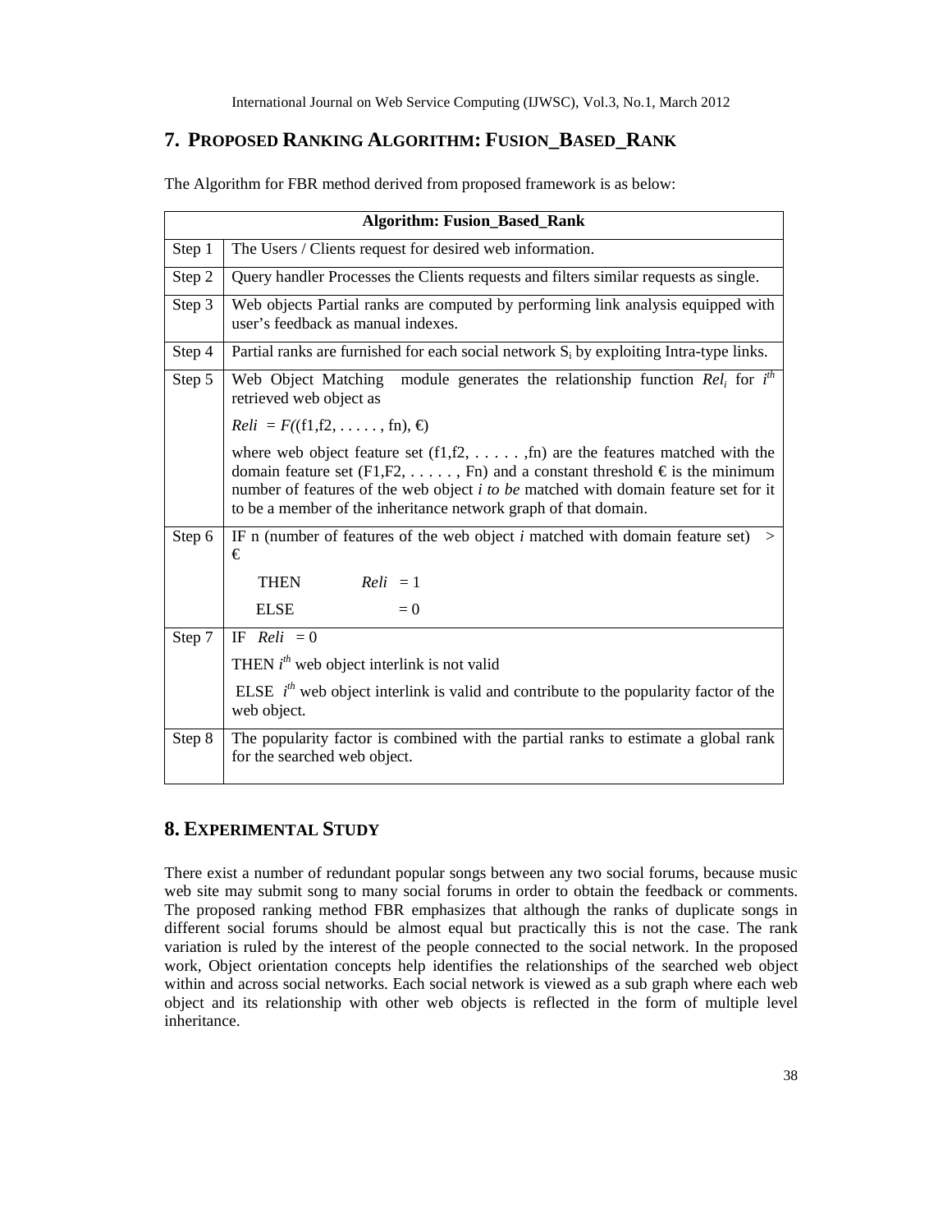## 7. Proposed Ranking Algorithm: Fusion_Based_Rank

The Algorithm for FBR method derived from proposed framework is as below:

| Algorithm: Fusion_Based_Rank | |
|---|---|
| Step 1 | The Users / Clients request for desired web information. |
| Step 2 | Query handler Processes the Clients requests and filters similar requests as single. |
| Step 3 | Web objects Partial ranks are computed by performing link analysis equipped with user's feedback as manual indexes. |
| Step 4 | Partial ranks are furnished for each social network $S_i$ by exploiting Intra-type links. |
| Step 5 | Web Object Matching module generates the relationship function $Rel_i$ for $i^{th}$ retrieved web object as<br><br>*Reli* = *F*((f1,f2, . . . . . , fn), €)<br><br>where web object feature set (f1,f2, . . . . . ,fn) are the features matched with the domain feature set (F1,F2, . . . . . , Fn) and a constant threshold € is the minimum number of features of the web object *i to be* matched with domain feature set for it to be a member of the inheritance network graph of that domain. |
| Step 6 | IF n (number of features of the web object *i* matched with domain feature set) > €<br><br>THEN *Reli* = 1<br><br>ELSE = 0 |
| Step 7 | IF *Reli* = 0<br><br>THEN $i^{th}$ web object interlink is not valid<br><br>ELSE $i^{th}$ web object interlink is valid and contribute to the popularity factor of the web object. |
| Step 8 | The popularity factor is combined with the partial ranks to estimate a global rank for the searched web object. |

## 8. Experimental Study

There exist a number of redundant popular songs between any two social forums, because music web site may submit song to many social forums in order to obtain the feedback or comments. The proposed ranking method FBR emphasizes that although the ranks of duplicate songs in different social forums should be almost equal but practically this is not the case. The rank variation is ruled by the interest of the people connected to the social network. In the proposed work, Object orientation concepts help identifies the relationships of the searched web object within and across social networks. Each social network is viewed as a sub graph where each web object and its relationship with other web objects is reflected in the form of multiple level inheritance.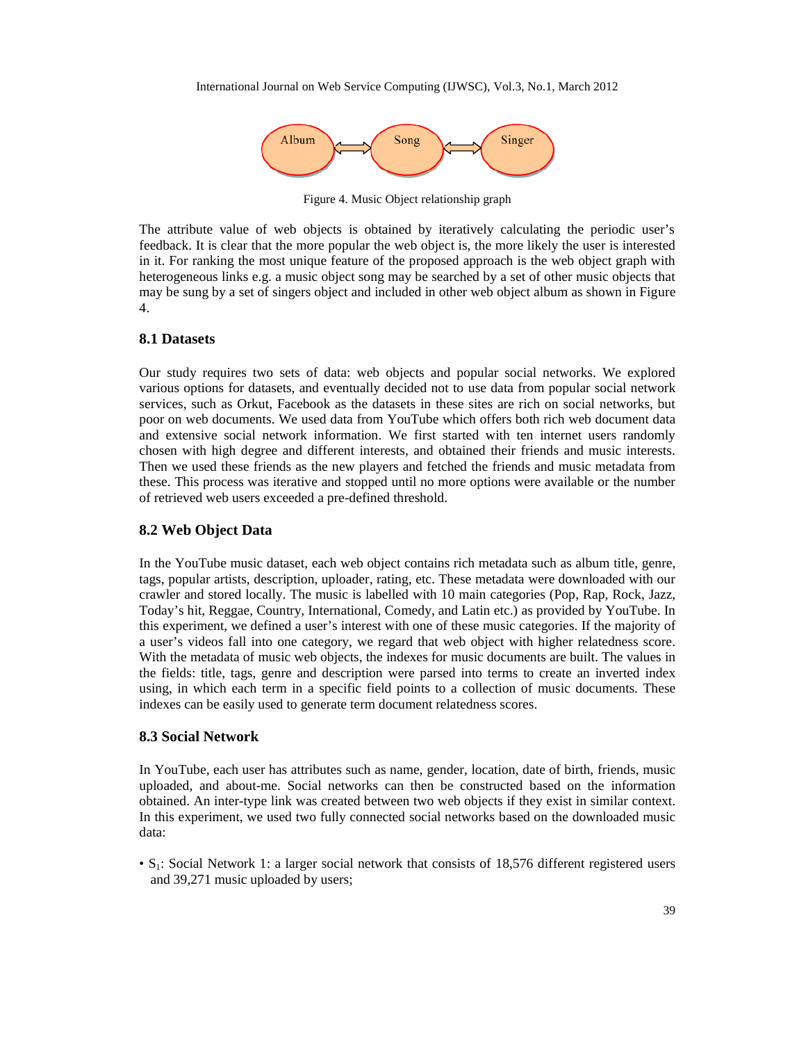Album
Song
Singer

Figure 4. Music Object relationship graph

The attribute value of web objects is obtained by iteratively calculating the periodic user's feedback. It is clear that the more popular the web object is, the more likely the user is interested in it. For ranking the most unique feature of the proposed approach is the web object graph with heterogeneous links e.g. a music object song may be searched by a set of other music objects that may be sung by a set of singers object and included in other web object album as shown in Figure 4.

### 8.1 Datasets

Our study requires two sets of data: web objects and popular social networks. We explored various options for datasets, and eventually decided not to use data from popular social network services, such as Orkut, Facebook as the datasets in these sites are rich on social networks, but poor on web documents. We used data from YouTube which offers both rich web document data and extensive social network information. We first started with ten internet users randomly chosen with high degree and different interests, and obtained their friends and music interests. Then we used these friends as the new players and fetched the friends and music metadata from these. This process was iterative and stopped until no more options were available or the number of retrieved web users exceeded a pre-defined threshold.

### 8.2 Web Object Data

In the YouTube music dataset, each web object contains rich metadata such as album title, genre, tags, popular artists, description, uploader, rating, etc. These metadata were downloaded with our crawler and stored locally. The music is labelled with 10 main categories (Pop, Rap, Rock, Jazz, Today's hit, Reggae, Country, International, Comedy, and Latin etc.) as provided by YouTube. In this experiment, we defined a user's interest with one of these music categories. If the majority of a user's videos fall into one category, we regard that web object with higher relatedness score. With the metadata of music web objects, the indexes for music documents are built. The values in the fields: title, tags, genre and description were parsed into terms to create an inverted index using, in which each term in a specific field points to a collection of music documents. These indexes can be easily used to generate term document relatedness scores.

### 8.3 Social Network

In YouTube, each user has attributes such as name, gender, location, date of birth, friends, music uploaded, and about-me. Social networks can then be constructed based on the information obtained. An inter-type link was created between two web objects if they exist in similar context. In this experiment, we used two fully connected social networks based on the downloaded music data:

- $S_1$: Social Network 1: a larger social network that consists of 18,576 different registered users and 39,271 music uploaded by users;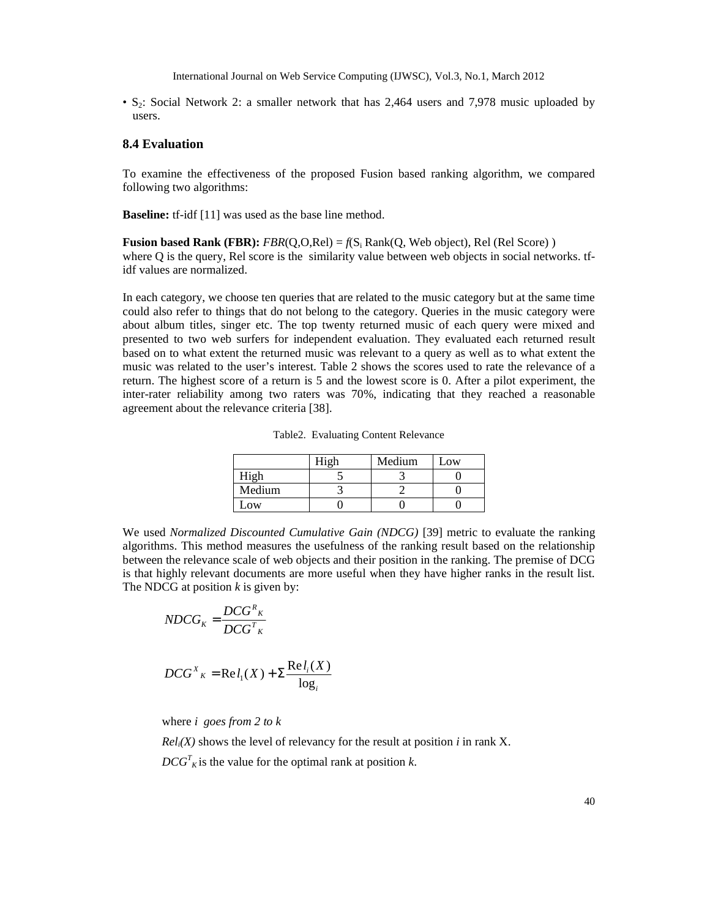- $S_2$: Social Network 2: a smaller network that has 2,464 users and 7,978 music uploaded by users.

### 8.4 Evaluation

To examine the effectiveness of the proposed Fusion based ranking algorithm, we compared following two algorithms:

**Baseline:** tf-idf [11] was used as the base line method.

**Fusion based Rank (FBR):** *FBR*(Q,O,Rel) = *f*($S_i$ Rank(Q, Web object), Rel (Rel Score) )
where Q is the query, Rel score is the similarity value between web objects in social networks. tf-idf values are normalized.

In each category, we choose ten queries that are related to the music category but at the same time could also refer to things that do not belong to the category. Queries in the music category were about album titles, singer etc. The top twenty returned music of each query were mixed and presented to two web surfers for independent evaluation. They evaluated each returned result based on to what extent the returned music was relevant to a query as well as to what extent the music was related to the user's interest. Table 2 shows the scores used to rate the relevance of a return. The highest score of a return is 5 and the lowest score is 0. After a pilot experiment, the inter-rater reliability among two raters was 70%, indicating that they reached a reasonable agreement about the relevance criteria [38].

Table2. Evaluating Content Relevance

| | High | Medium | Low |
|---|---|---|---|
| High | 5 | 3 | 0 |
| Medium | 3 | 2 | 0 |
| Low | 0 | 0 | 0 |

We used *Normalized Discounted Cumulative Gain (NDCG)* [39] metric to evaluate the ranking algorithms. This method measures the usefulness of the ranking result based on the relationship between the relevance scale of web objects and their position in the ranking. The premise of DCG is that highly relevant documents are more useful when they have higher ranks in the result list. The NDCG at position *k* is given by:

$$NDCG_K = \frac{DCG^R{}_K}{DCG^T{}_K}$$

$$DCG^X{}_K = \mathrm{Re}l_1(X) + \Sigma \frac{\mathrm{Re}l_i(X)}{\log_i}$$

where *i goes from 2 to k*

$Rel_i(X)$ shows the level of relevancy for the result at position *i* in rank X.

$DCG^T{}_K$ is the value for the optimal rank at position *k*.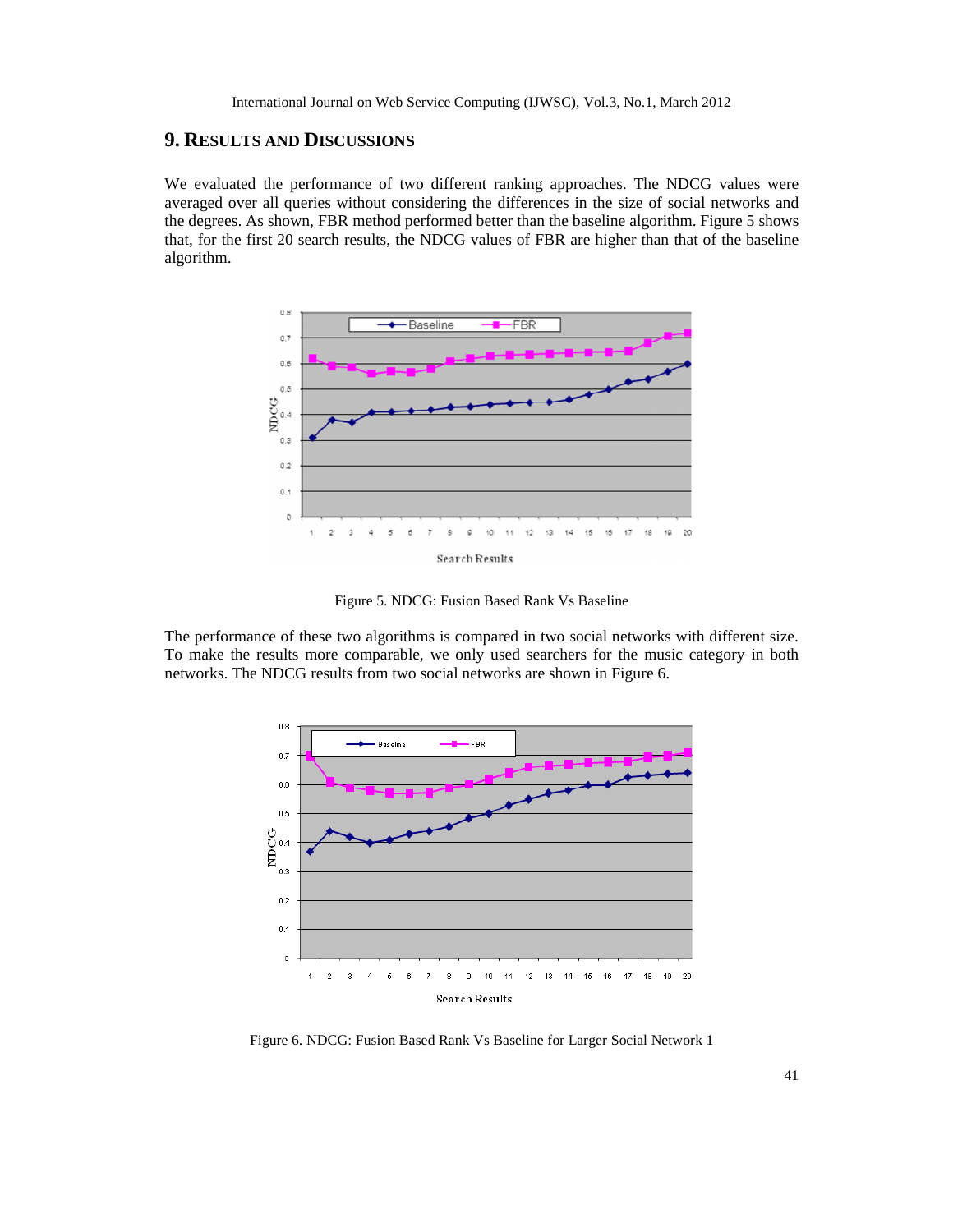## 9. RESULTS AND DISCUSSIONS

We evaluated the performance of two different ranking approaches. The NDCG values were averaged over all queries without considering the differences in the size of social networks and the degrees. As shown, FBR method performed better than the baseline algorithm. Figure 5 shows that, for the first 20 search results, the NDCG values of FBR are higher than that of the baseline algorithm.

Figure 5. NDCG: Fusion Based Rank Vs Baseline

The performance of these two algorithms is compared in two social networks with different size. To make the results more comparable, we only used searchers for the music category in both networks. The NDCG results from two social networks are shown in Figure 6.

Figure 6. NDCG: Fusion Based Rank Vs Baseline for Larger Social Network 1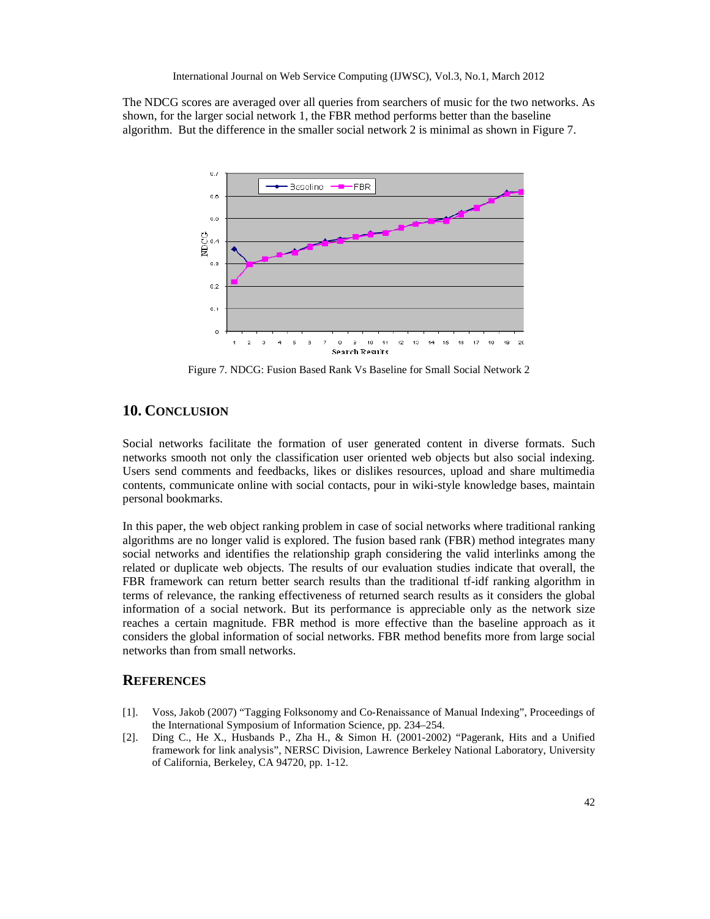The NDCG scores are averaged over all queries from searchers of music for the two networks. As shown, for the larger social network 1, the FBR method performs better than the baseline algorithm. But the difference in the smaller social network 2 is minimal as shown in Figure 7.

Figure 7. NDCG: Fusion Based Rank Vs Baseline for Small Social Network 2

## 10. CONCLUSION

Social networks facilitate the formation of user generated content in diverse formats. Such networks smooth not only the classification user oriented web objects but also social indexing. Users send comments and feedbacks, likes or dislikes resources, upload and share multimedia contents, communicate online with social contacts, pour in wiki-style knowledge bases, maintain personal bookmarks.

In this paper, the web object ranking problem in case of social networks where traditional ranking algorithms are no longer valid is explored. The fusion based rank (FBR) method integrates many social networks and identifies the relationship graph considering the valid interlinks among the related or duplicate web objects. The results of our evaluation studies indicate that overall, the FBR framework can return better search results than the traditional tf-idf ranking algorithm in terms of relevance, the ranking effectiveness of returned search results as it considers the global information of a social network. But its performance is appreciable only as the network size reaches a certain magnitude. FBR method is more effective than the baseline approach as it considers the global information of social networks. FBR method benefits more from large social networks than from small networks.

## REFERENCES

[1]. Voss, Jakob (2007) "Tagging Folksonomy and Co-Renaissance of Manual Indexing", Proceedings of the International Symposium of Information Science, pp. 234–254.

[2]. Ding C., He X., Husbands P., Zha H., & Simon H. (2001-2002) "Pagerank, Hits and a Unified framework for link analysis", NERSC Division, Lawrence Berkeley National Laboratory, University of California, Berkeley, CA 94720, pp. 1-12.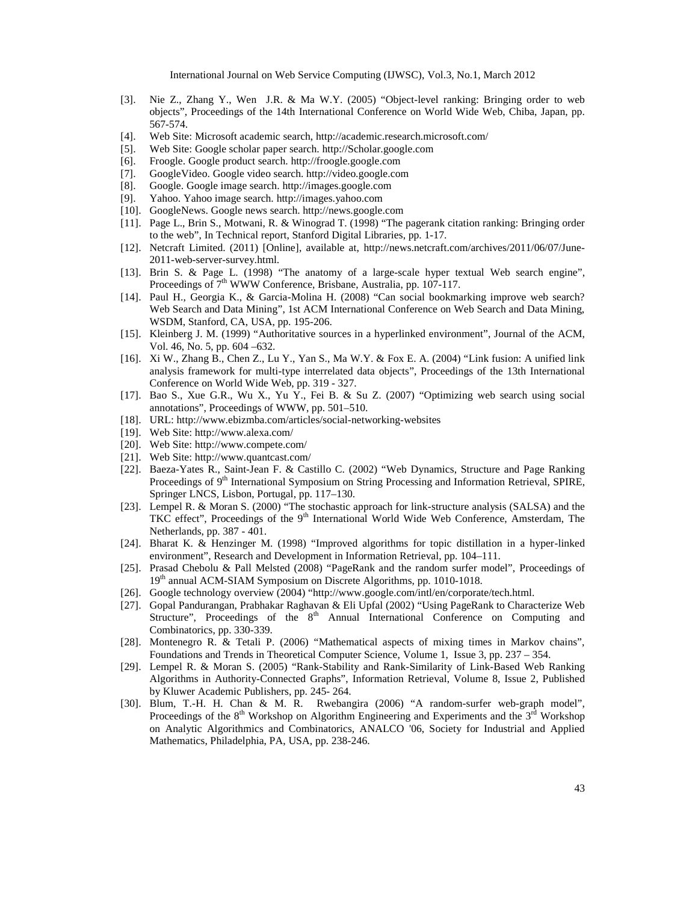[3]. Nie Z., Zhang Y., Wen J.R. & Ma W.Y. (2005) "Object-level ranking: Bringing order to web objects", Proceedings of the 14th International Conference on World Wide Web, Chiba, Japan, pp. 567-574.

[4]. Web Site: Microsoft academic search, http://academic.research.microsoft.com/

[5]. Web Site: Google scholar paper search. http://Scholar.google.com

[6]. Froogle. Google product search. http://froogle.google.com

[7]. GoogleVideo. Google video search. http://video.google.com

[8]. Google. Google image search. http://images.google.com

[9]. Yahoo. Yahoo image search. http://images.yahoo.com

[10]. GoogleNews. Google news search. http://news.google.com

[11]. Page L., Brin S., Motwani, R. & Winograd T. (1998) "The pagerank citation ranking: Bringing order to the web", In Technical report, Stanford Digital Libraries, pp. 1-17.

[12]. Netcraft Limited. (2011) [Online], available at, http://news.netcraft.com/archives/2011/06/07/June-2011-web-server-survey.html.

[13]. Brin S. & Page L. (1998) "The anatomy of a large-scale hyper textual Web search engine", Proceedings of 7th WWW Conference, Brisbane, Australia, pp. 107-117.

[14]. Paul H., Georgia K., & Garcia-Molina H. (2008) "Can social bookmarking improve web search? Web Search and Data Mining", 1st ACM International Conference on Web Search and Data Mining, WSDM, Stanford, CA, USA, pp. 195-206.

[15]. Kleinberg J. M. (1999) "Authoritative sources in a hyperlinked environment", Journal of the ACM, Vol. 46, No. 5, pp. 604 –632.

[16]. Xi W., Zhang B., Chen Z., Lu Y., Yan S., Ma W.Y. & Fox E. A. (2004) "Link fusion: A unified link analysis framework for multi-type interrelated data objects", Proceedings of the 13th International Conference on World Wide Web, pp. 319 - 327.

[17]. Bao S., Xue G.R., Wu X., Yu Y., Fei B. & Su Z. (2007) "Optimizing web search using social annotations", Proceedings of WWW, pp. 501–510.

[18]. URL: http://www.ebizmba.com/articles/social-networking-websites

[19]. Web Site: http://www.alexa.com/

[20]. Web Site: http://www.compete.com/

[21]. Web Site: http://www.quantcast.com/

[22]. Baeza-Yates R., Saint-Jean F. & Castillo C. (2002) "Web Dynamics, Structure and Page Ranking Proceedings of 9th International Symposium on String Processing and Information Retrieval, SPIRE, Springer LNCS, Lisbon, Portugal, pp. 117–130.

[23]. Lempel R. & Moran S. (2000) "The stochastic approach for link-structure analysis (SALSA) and the TKC effect", Proceedings of the 9th International World Wide Web Conference, Amsterdam, The Netherlands, pp. 387 - 401.

[24]. Bharat K. & Henzinger M. (1998) "Improved algorithms for topic distillation in a hyper-linked environment", Research and Development in Information Retrieval, pp. 104–111.

[25]. Prasad Chebolu & Pall Melsted (2008) "PageRank and the random surfer model", Proceedings of 19th annual ACM-SIAM Symposium on Discrete Algorithms, pp. 1010-1018.

[26]. Google technology overview (2004) "http://www.google.com/intl/en/corporate/tech.html.

[27]. Gopal Pandurangan, Prabhakar Raghavan & Eli Upfal (2002) "Using PageRank to Characterize Web Structure", Proceedings of the 8th Annual International Conference on Computing and Combinatorics, pp. 330-339.

[28]. Montenegro R. & Tetali P. (2006) "Mathematical aspects of mixing times in Markov chains", Foundations and Trends in Theoretical Computer Science, Volume 1, Issue 3, pp. 237 – 354.

[29]. Lempel R. & Moran S. (2005) "Rank-Stability and Rank-Similarity of Link-Based Web Ranking Algorithms in Authority-Connected Graphs", Information Retrieval, Volume 8, Issue 2, Published by Kluwer Academic Publishers, pp. 245- 264.

[30]. Blum, T.-H. H. Chan & M. R. Rwebangira (2006) "A random-surfer web-graph model", Proceedings of the 8th Workshop on Algorithm Engineering and Experiments and the 3rd Workshop on Analytic Algorithmics and Combinatorics, ANALCO '06, Society for Industrial and Applied Mathematics, Philadelphia, PA, USA, pp. 238-246.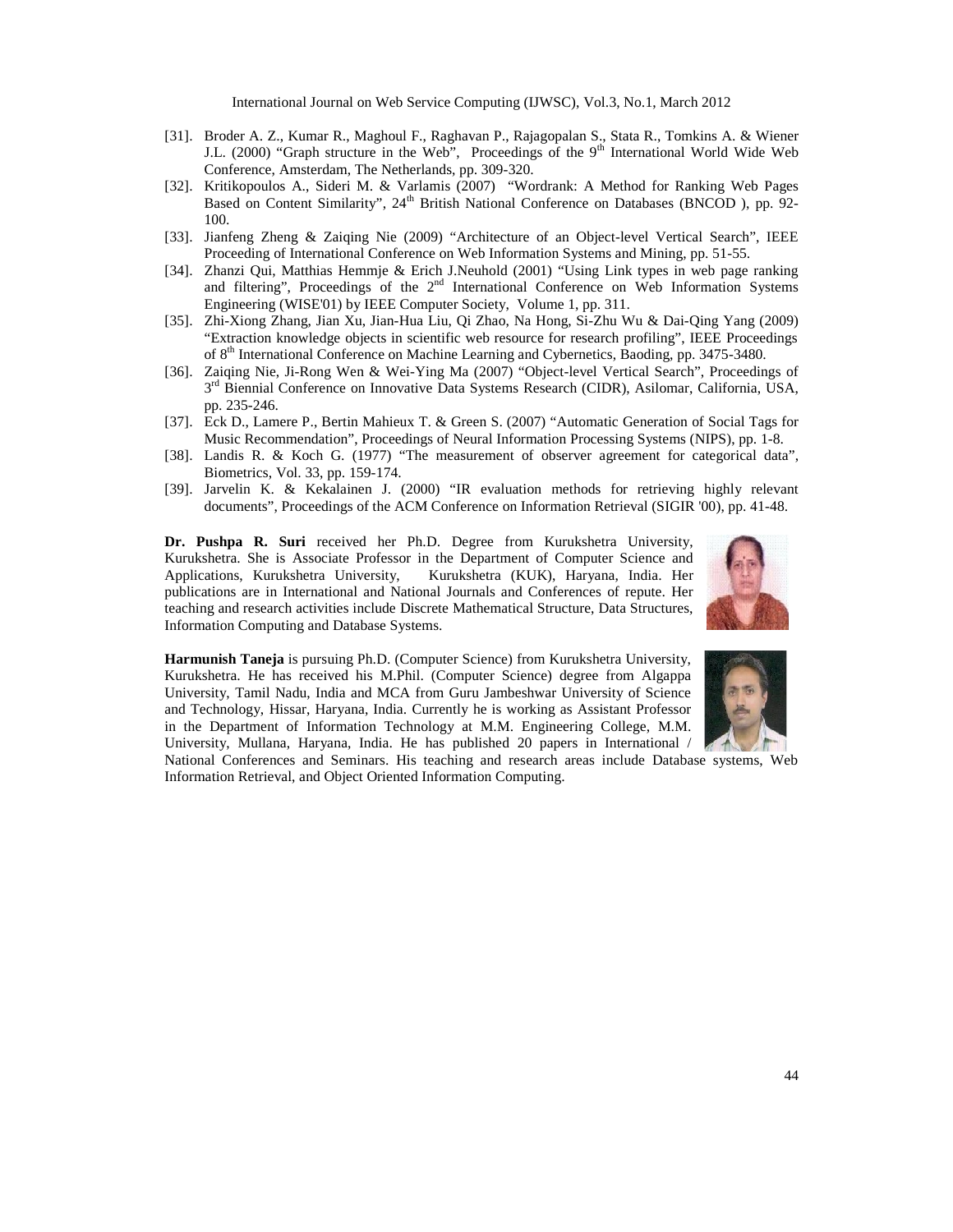[31]. Broder A. Z., Kumar R., Maghoul F., Raghavan P., Rajagopalan S., Stata R., Tomkins A. & Wiener J.L. (2000) "Graph structure in the Web", Proceedings of the 9th International World Wide Web Conference, Amsterdam, The Netherlands, pp. 309-320.

[32]. Kritikopoulos A., Sideri M. & Varlamis (2007) "Wordrank: A Method for Ranking Web Pages Based on Content Similarity", 24th British National Conference on Databases (BNCOD ), pp. 92-100.

[33]. Jianfeng Zheng & Zaiqing Nie (2009) "Architecture of an Object-level Vertical Search", IEEE Proceeding of International Conference on Web Information Systems and Mining, pp. 51-55.

[34]. Zhanzi Qui, Matthias Hemmje & Erich J.Neuhold (2001) "Using Link types in web page ranking and filtering", Proceedings of the 2nd International Conference on Web Information Systems Engineering (WISE'01) by IEEE Computer Society, Volume 1, pp. 311.

[35]. Zhi-Xiong Zhang, Jian Xu, Jian-Hua Liu, Qi Zhao, Na Hong, Si-Zhu Wu & Dai-Qing Yang (2009) "Extraction knowledge objects in scientific web resource for research profiling", IEEE Proceedings of 8th International Conference on Machine Learning and Cybernetics, Baoding, pp. 3475-3480.

[36]. Zaiqing Nie, Ji-Rong Wen & Wei-Ying Ma (2007) "Object-level Vertical Search", Proceedings of 3rd Biennial Conference on Innovative Data Systems Research (CIDR), Asilomar, California, USA, pp. 235-246.

[37]. Eck D., Lamere P., Bertin Mahieux T. & Green S. (2007) "Automatic Generation of Social Tags for Music Recommendation", Proceedings of Neural Information Processing Systems (NIPS), pp. 1-8.

[38]. Landis R. & Koch G. (1977) "The measurement of observer agreement for categorical data", Biometrics, Vol. 33, pp. 159-174.

[39]. Jarvelin K. & Kekalainen J. (2000) "IR evaluation methods for retrieving highly relevant documents", Proceedings of the ACM Conference on Information Retrieval (SIGIR '00), pp. 41-48.

**Dr. Pushpa R. Suri** received her Ph.D. Degree from Kurukshetra University, Kurukshetra. She is Associate Professor in the Department of Computer Science and Applications, Kurukshetra University, Kurukshetra (KUK), Haryana, India. Her publications are in International and National Journals and Conferences of repute. Her teaching and research activities include Discrete Mathematical Structure, Data Structures, Information Computing and Database Systems.

**Harmunish Taneja** is pursuing Ph.D. (Computer Science) from Kurukshetra University, Kurukshetra. He has received his M.Phil. (Computer Science) degree from Algappa University, Tamil Nadu, India and MCA from Guru Jambeshwar University of Science and Technology, Hissar, Haryana, India. Currently he is working as Assistant Professor in the Department of Information Technology at M.M. Engineering College, M.M. University, Mullana, Haryana, India. He has published 20 papers in International / National Conferences and Seminars. His teaching and research areas include Database systems, Web Information Retrieval, and Object Oriented Information Computing.